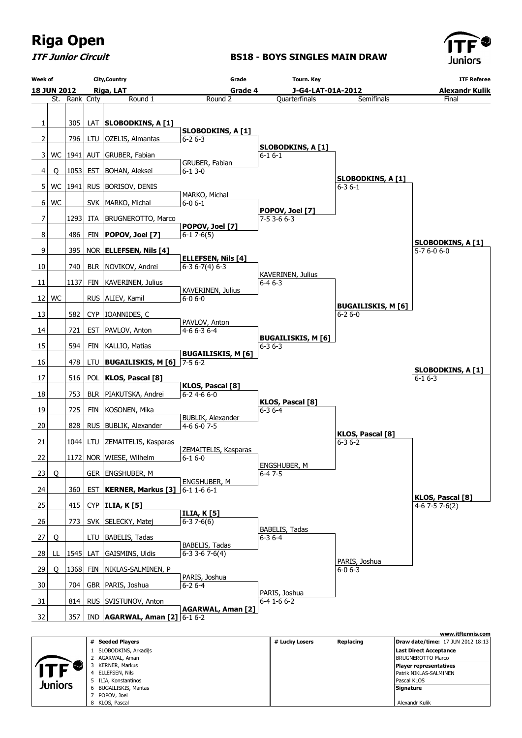# Riga Open

***ITF Junior Circuit***

## BS18 - BOYS SINGLES MAIN DRAW

| Week of | City,Country | Grade | Tourn. Key | ITF Referee |
|---|---|---|---|---|
| 18 JUN 2012 | Riga, LAT | Grade 4 | J-G4-LAT-01A-2012 | Alexandr Kulik |

| # | St. | Rank | Cnty | Round 1 | Round 2 | Quarterfinals | Semifinals | Final |
|---|---|---|---|---|---|---|---|---|
| 1 | | 305 | LAT | **SLOBODKINS, A [1]** | **SLOBODKINS, A [1]** 6-2 6-3 | **SLOBODKINS, A [1]** 6-1 6-1 | **SLOBODKINS, A [1]** 6-3 6-1 | **SLOBODKINS, A [1]** 5-7 6-0 6-0 |
| 2 | | 796 | LTU | OZELIS, Almantas | | | | |
| 3 | WC | 1941 | AUT | GRUBER, Fabian | GRUBER, Fabian 6-1 3-0 | | | |
| 4 | Q | 1053 | EST | BOHAN, Aleksei | | | | |
| 5 | WC | 1941 | RUS | BORISOV, DENIS | MARKO, Michal 6-0 6-1 | **POPOV, Joel [7]** 7-5 3-6 6-3 | | |
| 6 | WC | | SVK | MARKO, Michal | | | | |
| 7 | | 1293 | ITA | BRUGNEROTTO, Marco | **POPOV, Joel [7]** 6-1 7-6(5) | | | |
| 8 | | 486 | FIN | **POPOV, Joel [7]** | | | | |
| 9 | | 395 | NOR | **ELLEFSEN, Nils [4]** | **ELLEFSEN, Nils [4]** 6-3 6-7(4) 6-3 | KAVERINEN, Julius 6-4 6-3 | **BUGAILISKIS, M [6]** 6-2 6-0 | |
| 10 | | 740 | BLR | NOVIKOV, Andrei | | | | |
| 11 | | 1137 | FIN | KAVERINEN, Julius | KAVERINEN, Julius 6-0 6-0 | | | |
| 12 | WC | | RUS | ALIEV, Kamil | | | | |
| 13 | | 582 | CYP | IOANNIDES, C | PAVLOV, Anton 4-6 6-3 6-4 | **BUGAILISKIS, M [6]** 6-3 6-3 | | |
| 14 | | 721 | EST | PAVLOV, Anton | | | | |
| 15 | | 594 | FIN | KALLIO, Matias | **BUGAILISKIS, M [6]** 7-5 6-2 | | | |
| 16 | | 478 | LTU | **BUGAILISKIS, M [6]** | | | | |
| 17 | | 516 | POL | **KLOS, Pascal [8]** | **KLOS, Pascal [8]** 6-2 4-6 6-0 | **KLOS, Pascal [8]** 6-3 6-4 | **KLOS, Pascal [8]** 6-3 6-2 | **KLOS, Pascal [8]** 4-6 7-5 7-6(2) |
| 18 | | 753 | BLR | PIAKUTSKA, Andrei | | | | |
| 19 | | 725 | FIN | KOSONEN, Mika | BUBLIK, Alexander 4-6 6-0 7-5 | | | |
| 20 | | 828 | RUS | BUBLIK, Alexander | | | | |
| 21 | | 1044 | LTU | ZEMAITELIS, Kasparas | ZEMAITELIS, Kasparas 6-1 6-0 | ENGSHUBER, M 6-4 7-5 | | |
| 22 | | 1172 | NOR | WIESE, Wilhelm | | | | |
| 23 | Q | | GER | ENGSHUBER, M | ENGSHUBER, M 6-1 1-6 6-1 | | | |
| 24 | | 360 | EST | **KERNER, Markus [3]** | | | | |
| 25 | | 415 | CYP | **ILIA, K [5]** | **ILIA, K [5]** 6-3 7-6(6) | BABELIS, Tadas 6-3 6-4 | PARIS, Joshua 6-0 6-3 | |
| 26 | | 773 | SVK | SELECKY, Matej | | | | |
| 27 | Q | | LTU | BABELIS, Tadas | BABELIS, Tadas 6-3 3-6 7-6(4) | | | |
| 28 | LL | 1545 | LAT | GAISMINS, Uldis | | | | |
| 29 | Q | 1368 | FIN | NIKLAS-SALMINEN, P | PARIS, Joshua 6-2 6-4 | PARIS, Joshua 6-4 1-6 6-2 | | |
| 30 | | 704 | GBR | PARIS, Joshua | | | | |
| 31 | | 814 | RUS | SVISTUNOV, Anton | **AGARWAL, Aman [2]** 6-1 6-2 | | | |
| 32 | | 357 | IND | **AGARWAL, Aman [2]** | | | | |

Semifinal: **SLOBODKINS, A [1]** d. **KLOS, Pascal [8]** — Final winner: **SLOBODKINS, A [1]** 6-1 6-3

| # | Seeded Players | # Lucky Losers | Replacing | |
|---|---|---|---|---|
| 1 | SLOBODKINS, Arkadijs | | | **Draw date/time:** 17 JUN 2012 18:13 |
| 2 | AGARWAL, Aman | | | **Last Direct Acceptance** |
| 3 | KERNER, Markus | | | BRUGNEROTTO Marco |
| 4 | ELLEFSEN, Nils | | | **Player representatives** |
| 5 | ILIA, Konstantinos | | | Patrik NIKLAS-SALMINEN |
| 6 | BUGAILISKIS, Mantas | | | Pascal KLOS |
| 7 | POPOV, Joel | | | **Signature** |
| 8 | KLOS, Pascal | | | Alexandr Kulik |

www.itftennis.com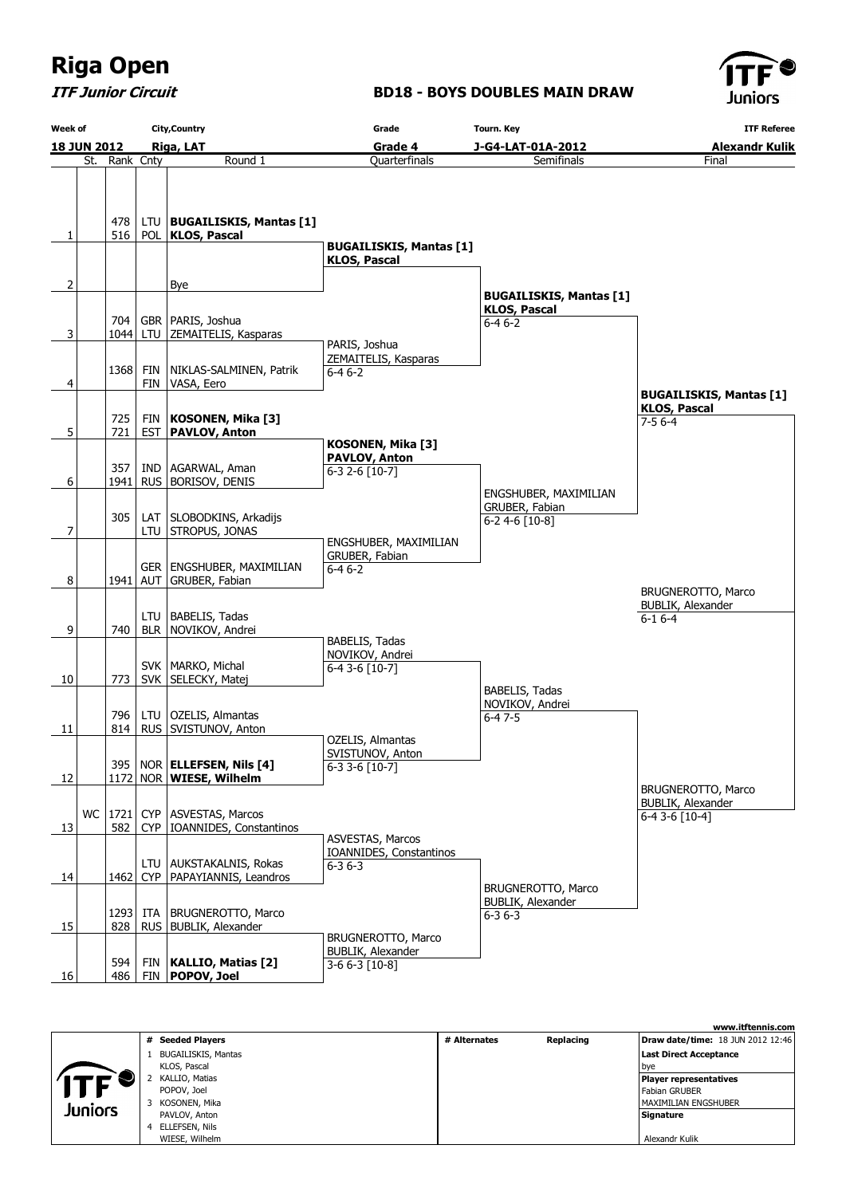# Riga Open

***ITF Junior Circuit***

## BD18 - BOYS DOUBLES MAIN DRAW

| Week of | City,Country | Grade | Tourn. Key | ITF Referee |
|---|---|---|---|---|
| 18 JUN 2012 | Riga, LAT | Grade 4 | J-G4-LAT-01A-2012 | Alexandr Kulik |

| | St. | Rank | Cnty | Round 1 | Quarterfinals | Semifinals | Final |
|---|---|---|---|---|---|---|---|
| 1 | | 478 / 516 | LTU / POL | **BUGAILISKIS, Mantas [1]** / **KLOS, Pascal** | **BUGAILISKIS, Mantas [1]** / **KLOS, Pascal** | | |
| 2 | | | | Bye | | **BUGAILISKIS, Mantas [1]** / **KLOS, Pascal** 6-4 6-2 | |
| 3 | | 704 / 1044 | GBR / LTU | PARIS, Joshua / ZEMAITELIS, Kasparas | PARIS, Joshua / ZEMAITELIS, Kasparas 6-4 6-2 | | |
| 4 | | 1368 | FIN / FIN | NIKLAS-SALMINEN, Patrik / VASA, Eero | | | **BUGAILISKIS, Mantas [1]** / **KLOS, Pascal** 7-5 6-4 |
| 5 | | 725 / 721 | FIN / EST | **KOSONEN, Mika [3]** / **PAVLOV, Anton** | **KOSONEN, Mika [3]** / **PAVLOV, Anton** 6-3 2-6 [10-7] | | |
| 6 | | 357 / 1941 | IND / RUS | AGARWAL, Aman / BORISOV, DENIS | | ENGSHUBER, MAXIMILIAN / GRUBER, Fabian 6-2 4-6 [10-8] | |
| 7 | | 305 | LAT / LTU | SLOBODKINS, Arkadijs / STROPUS, JONAS | ENGSHUBER, MAXIMILIAN / GRUBER, Fabian 6-4 6-2 | | |
| 8 | | 1941 | GER / AUT | ENGSHUBER, MAXIMILIAN / GRUBER, Fabian | | | BRUGNEROTTO, Marco / BUBLIK, Alexander 6-1 6-4 |
| 9 | | 740 | LTU / BLR | BABELIS, Tadas / NOVIKOV, Andrei | BABELIS, Tadas / NOVIKOV, Andrei 6-4 3-6 [10-7] | | |
| 10 | | 773 | SVK / SVK | MARKO, Michal / SELECKY, Matej | | BABELIS, Tadas / NOVIKOV, Andrei 6-4 7-5 | |
| 11 | | 796 / 814 | LTU / RUS | OZELIS, Almantas / SVISTUNOV, Anton | OZELIS, Almantas / SVISTUNOV, Anton 6-3 3-6 [10-7] | | |
| 12 | | 395 / 1172 | NOR / NOR | **ELLEFSEN, Nils [4]** / **WIESE, Wilhelm** | | | BRUGNEROTTO, Marco / BUBLIK, Alexander 6-4 3-6 [10-4] |
| 13 | WC | 1721 / 582 | CYP / CYP | ASVESTAS, Marcos / IOANNIDES, Constantinos | ASVESTAS, Marcos / IOANNIDES, Constantinos 6-3 6-3 | | |
| 14 | | 1462 | LTU / CYP | AUKSTAKALNIS, Rokas / PAPAYIANNIS, Leandros | | BRUGNEROTTO, Marco / BUBLIK, Alexander 6-3 6-3 | |
| 15 | | 1293 / 828 | ITA / RUS | BRUGNEROTTO, Marco / BUBLIK, Alexander | BRUGNEROTTO, Marco / BUBLIK, Alexander 3-6 6-3 [10-8] | | |
| 16 | | 594 / 486 | FIN / FIN | **KALLIO, Matias [2]** / **POPOV, Joel** | | | |

www.itftennis.com

| # | Seeded Players | # | Alternates | Replacing | |
|---|---|---|---|---|---|
| 1 | BUGAILISKIS, Mantas / KLOS, Pascal | | | | **Draw date/time:** 18 JUN 2012 12:46 |
| 2 | KALLIO, Matias / POPOV, Joel | | | | **Last Direct Acceptance** bye |
| 3 | KOSONEN, Mika / PAVLOV, Anton | | | | **Player representatives** Fabian GRUBER, MAXIMILIAN ENGSHUBER |
| 4 | ELLEFSEN, Nils / WIESE, Wilhelm | | | | **Signature** Alexandr Kulik |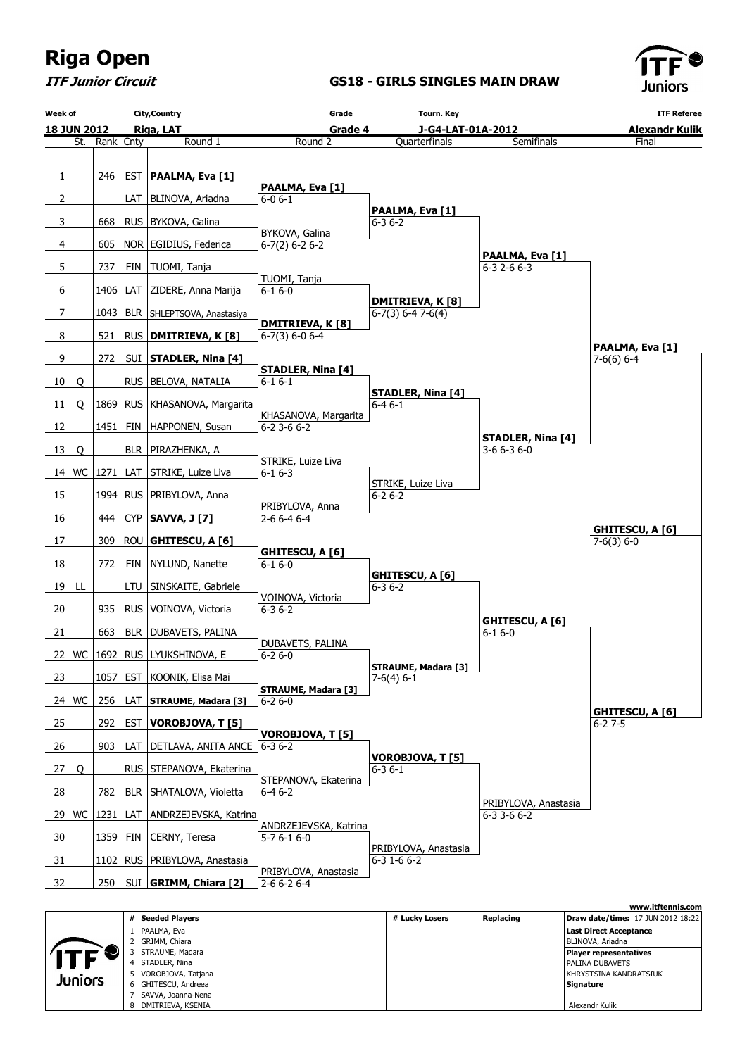# Riga Open

***ITF Junior Circuit***

**GS18 - GIRLS SINGLES MAIN DRAW**

| Week of | City,Country | Grade | Tourn. Key | ITF Referee |
|---|---|---|---|---|
| 18 JUN 2012 | Riga, LAT | Grade 4 | J-G4-LAT-01A-2012 | Alexandr Kulik |

| # | St. | Rank | Cnty | Round 1 | Round 2 | Quarterfinals | Semifinals | Final |
|---|---|---|---|---|---|---|---|---|
| 1 | | 246 | EST | **PAALMA, Eva [1]** | | | | |
| | | | | | **PAALMA, Eva [1]** 6-0 6-1 | | | |
| 2 | | | LAT | BLINOVA, Ariadna | | | | |
| | | | | | | **PAALMA, Eva [1]** 6-3 6-2 | | |
| 3 | | 668 | RUS | BYKOVA, Galina | | | | |
| | | | | | BYKOVA, Galina 6-7(2) 6-2 6-2 | | | |
| 4 | | 605 | NOR | EGIDIUS, Federica | | | | |
| | | | | | | | **PAALMA, Eva [1]** 6-3 2-6 6-3 | |
| 5 | | 737 | FIN | TUOMI, Tanja | | | | |
| | | | | | TUOMI, Tanja 6-1 6-0 | | | |
| 6 | | 1406 | LAT | ZIDERE, Anna Marija | | | | |
| | | | | | | **DMITRIEVA, K [8]** 6-7(3) 6-4 7-6(4) | | |
| 7 | | 1043 | BLR | SHLEPTSOVA, Anastasiya | | | | |
| | | | | | **DMITRIEVA, K [8]** 6-7(3) 6-0 6-4 | | | |
| 8 | | 521 | RUS | **DMITRIEVA, K [8]** | | | | |
| | | | | | | | | **PAALMA, Eva [1]** 7-6(6) 6-4 |
| 9 | | 272 | SUI | **STADLER, Nina [4]** | | | | |
| | | | | | **STADLER, Nina [4]** 6-1 6-1 | | | |
| 10 | Q | | RUS | BELOVA, NATALIA | | | | |
| | | | | | | **STADLER, Nina [4]** 6-4 6-1 | | |
| 11 | Q | 1869 | RUS | KHASANOVA, Margarita | | | | |
| | | | | | KHASANOVA, Margarita 6-2 3-6 6-2 | | | |
| 12 | | 1451 | FIN | HAPPONEN, Susan | | | | |
| | | | | | | | **STADLER, Nina [4]** 3-6 6-3 6-0 | |
| 13 | Q | | BLR | PIRAZHENKA, A | | | | |
| | | | | | STRIKE, Luize Liva 6-1 6-3 | | | |
| 14 | WC | 1271 | LAT | STRIKE, Luize Liva | | | | |
| | | | | | | STRIKE, Luize Liva 6-2 6-2 | | |
| 15 | | 1994 | RUS | PRIBYLOVA, Anna | | | | |
| | | | | | PRIBYLOVA, Anna 2-6 6-4 6-4 | | | |
| 16 | | 444 | CYP | **SAVVA, J [7]** | | | | |
| | | | | | | | | **GHITESCU, A [6]** 7-6(3) 6-0 |
| 17 | | 309 | ROU | **GHITESCU, A [6]** | | | | |
| | | | | | **GHITESCU, A [6]** 6-1 6-0 | | | |
| 18 | | 772 | FIN | NYLUND, Nanette | | | | |
| | | | | | | **GHITESCU, A [6]** 6-3 6-2 | | |
| 19 | LL | | LTU | SINSKAITE, Gabriele | | | | |
| | | | | | VOINOVA, Victoria 6-3 6-2 | | | |
| 20 | | 935 | RUS | VOINOVA, Victoria | | | | |
| | | | | | | | **GHITESCU, A [6]** 6-1 6-0 | |
| 21 | | 663 | BLR | DUBAVETS, PALINA | | | | |
| | | | | | DUBAVETS, PALINA 6-2 6-0 | | | |
| 22 | WC | 1692 | RUS | LYUKSHINOVA, E | | | | |
| | | | | | | **STRAUME, Madara [3]** 7-6(4) 6-1 | | |
| 23 | | 1057 | EST | KOONIK, Elisa Mai | | | | |
| | | | | | **STRAUME, Madara [3]** 6-2 6-0 | | | |
| 24 | WC | 256 | LAT | **STRAUME, Madara [3]** | | | | |
| | | | | | | | | **GHITESCU, A [6]** 6-2 7-5 |
| 25 | | 292 | EST | **VOROBJOVA, T [5]** | | | | |
| | | | | | **VOROBJOVA, T [5]** 6-3 6-2 | | | |
| 26 | | 903 | LAT | DETLAVA, ANITA ANCE | | | | |
| | | | | | | **VOROBJOVA, T [5]** 6-3 6-1 | | |
| 27 | Q | | RUS | STEPANOVA, Ekaterina | | | | |
| | | | | | STEPANOVA, Ekaterina 6-4 6-2 | | | |
| 28 | | 782 | BLR | SHATALOVA, Violetta | | | | |
| | | | | | | | PRIBYLOVA, Anastasia 6-3 3-6 6-2 | |
| 29 | WC | 1231 | LAT | ANDRZEJEVSKA, Katrina | | | | |
| | | | | | ANDRZEJEVSKA, Katrina 5-7 6-1 6-0 | | | |
| 30 | | 1359 | FIN | CERNY, Teresa | | | | |
| | | | | | | PRIBYLOVA, Anastasia 6-3 1-6 6-2 | | |
| 31 | | 1102 | RUS | PRIBYLOVA, Anastasia | | | | |
| | | | | | PRIBYLOVA, Anastasia 2-6 6-2 6-4 | | | |
| 32 | | 250 | SUI | **GRIMM, Chiara [2]** | | | | |

| # | Seeded Players | # Lucky Losers | Replacing |
|---|---|---|---|
| 1 | PAALMA, Eva | | |
| 2 | GRIMM, Chiara | | |
| 3 | STRAUME, Madara | | |
| 4 | STADLER, Nina | | |
| 5 | VOROBJOVA, Tatjana | | |
| 6 | GHITESCU, Andreea | | |
| 7 | SAVVA, Joanna-Nena | | |
| 8 | DMITRIEVA, KSENIA | | |

www.itftennis.com

**Draw date/time:** 17 JUN 2012 18:22

**Last Direct Acceptance**
BLINOVA, Ariadna

**Player representatives**
PALINA DUBAVETS
KHRYSTSINA KANDRATSIUK

**Signature**

Alexandr Kulik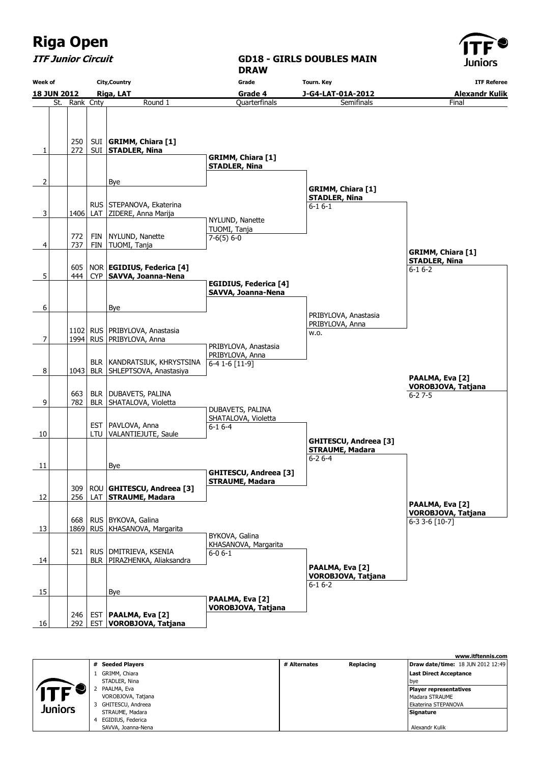# Riga Open

***ITF Junior Circuit***

**GD18 - GIRLS DOUBLES MAIN DRAW**

| Week of | City,Country | Grade | Tourn. Key | ITF Referee |
|---|---|---|---|---|
| **18 JUN 2012** | **Riga, LAT** | **Grade 4** | **J-G4-LAT-01A-2012** | **Alexandr Kulik** |

| | St. | Rank | Cnty | Round 1 | Quarterfinals | Semifinals | Final |
|---|---|---|---|---|---|---|---|
| 1 | | 250 / 272 | SUI / SUI | **GRIMM, Chiara [1]** / **STADLER, Nina** | | | |
| | | | | | **GRIMM, Chiara [1]** / **STADLER, Nina** | | |
| 2 | | | | Bye | | | |
| | | | | | | **GRIMM, Chiara [1]** / **STADLER, Nina** 6-1 6-1 | |
| 3 | | / 1406 | RUS / LAT | STEPANOVA, Ekaterina / ZIDERE, Anna Marija | | | |
| | | | | | NYLUND, Nanette / TUOMI, Tanja 7-6(5) 6-0 | | |
| 4 | | 772 / 737 | FIN / FIN | NYLUND, Nanette / TUOMI, Tanja | | | |
| | | | | | | | **GRIMM, Chiara [1]** / **STADLER, Nina** 6-1 6-2 |
| 5 | | 605 / 444 | NOR / CYP | **EGIDIUS, Federica [4]** / **SAVVA, Joanna-Nena** | | | |
| | | | | | **EGIDIUS, Federica [4]** / **SAVVA, Joanna-Nena** | | |
| 6 | | | | Bye | | | |
| | | | | | | PRIBYLOVA, Anastasia / PRIBYLOVA, Anna w.o. | |
| 7 | | 1102 / 1994 | RUS / RUS | PRIBYLOVA, Anastasia / PRIBYLOVA, Anna | | | |
| | | | | | PRIBYLOVA, Anastasia / PRIBYLOVA, Anna 6-4 1-6 [11-9] | | |
| 8 | | / 1043 | BLR / BLR | KANDRATSIUK, KHRYSTSINA / SHLEPTSOVA, Anastasiya | | | |
| | | | | | | | **PAALMA, Eva [2]** / **VOROBJOVA, Tatjana** 6-2 7-5 |
| 9 | | 663 / 782 | BLR / BLR | DUBAVETS, PALINA / SHATALOVA, Violetta | | | |
| | | | | | DUBAVETS, PALINA / SHATALOVA, Violetta 6-1 6-4 | | |
| 10 | | | EST / LTU | PAVLOVA, Anna / VALANTIEJUTE, Saule | | | |
| | | | | | | **GHITESCU, Andreea [3]** / **STRAUME, Madara** 6-2 6-4 | |
| 11 | | | | Bye | | | |
| | | | | | **GHITESCU, Andreea [3]** / **STRAUME, Madara** | | |
| 12 | | 309 / 256 | ROU / LAT | **GHITESCU, Andreea [3]** / **STRAUME, Madara** | | | |
| | | | | | | | **PAALMA, Eva [2]** / **VOROBJOVA, Tatjana** 6-3 3-6 [10-7] |
| 13 | | 668 / 1869 | RUS / RUS | BYKOVA, Galina / KHASANOVA, Margarita | | | |
| | | | | | BYKOVA, Galina / KHASANOVA, Margarita 6-0 6-1 | | |
| 14 | | 521 / | RUS / BLR | DMITRIEVA, KSENIA / PIRAZHENKA, Aliaksandra | | | |
| | | | | | | **PAALMA, Eva [2]** / **VOROBJOVA, Tatjana** 6-1 6-2 | |
| 15 | | | | Bye | | | |
| | | | | | **PAALMA, Eva [2]** / **VOROBJOVA, Tatjana** | | |
| 16 | | 246 / 292 | EST / EST | **PAALMA, Eva [2]** / **VOROBJOVA, Tatjana** | | | |

www.itftennis.com

| # | Seeded Players | # Alternates | Replacing | |
|---|---|---|---|---|
| 1 | GRIMM, Chiara / STADLER, Nina | | | **Draw date/time:** 18 JUN 2012 12:49 |
| 2 | PAALMA, Eva / VOROBJOVA, Tatjana | | | **Last Direct Acceptance:** bye |
| 3 | GHITESCU, Andreea / STRAUME, Madara | | | **Player representatives:** Madara STRAUME, Ekaterina STEPANOVA |
| 4 | EGIDIUS, Federica / SAVVA, Joanna-Nena | | | **Signature:** Alexandr Kulik |